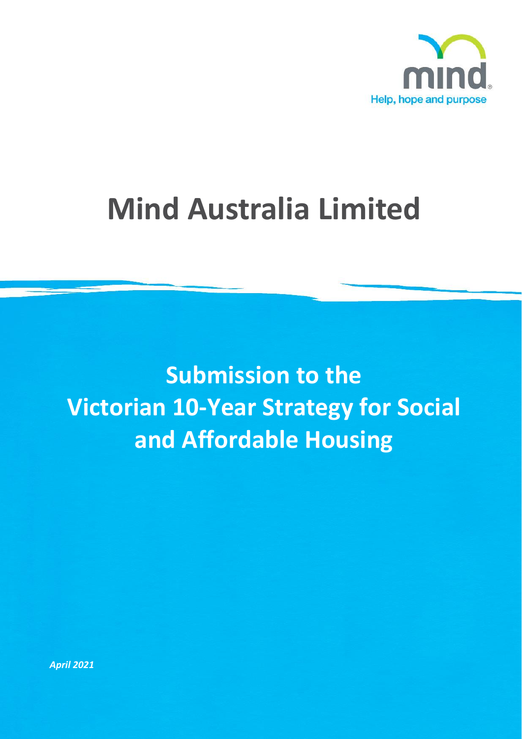mind

Help, hope and purpose

# Mind Australia Limited

## Submission to the Victorian 10-Year Strategy for Social and Affordable Housing

*April 2021*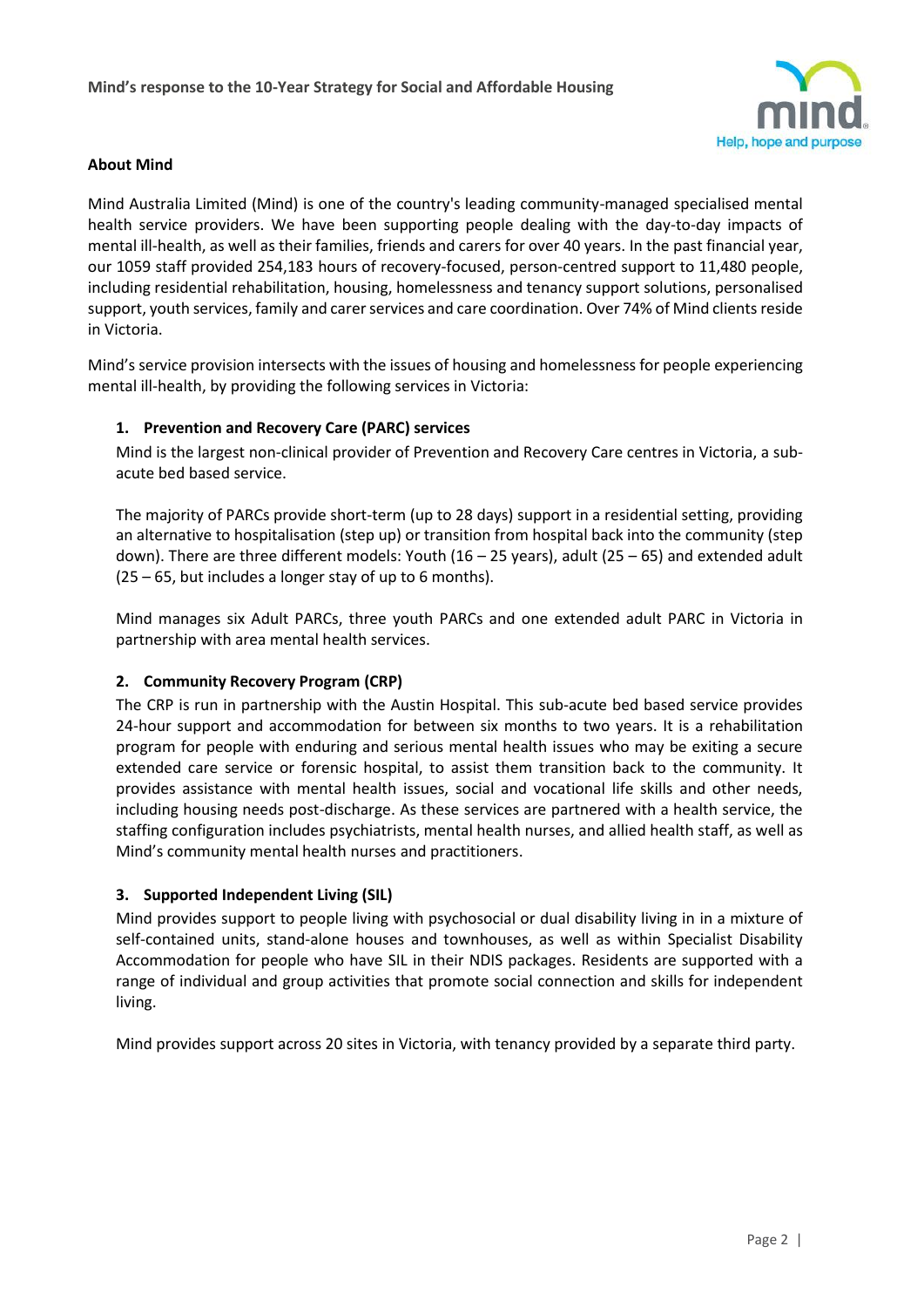**About Mind**

Mind Australia Limited (Mind) is one of the country's leading community-managed specialised mental health service providers. We have been supporting people dealing with the day-to-day impacts of mental ill-health, as well as their families, friends and carers for over 40 years. In the past financial year, our 1059 staff provided 254,183 hours of recovery-focused, person-centred support to 11,480 people, including residential rehabilitation, housing, homelessness and tenancy support solutions, personalised support, youth services, family and carer services and care coordination. Over 74% of Mind clients reside in Victoria.

Mind's service provision intersects with the issues of housing and homelessness for people experiencing mental ill-health, by providing the following services in Victoria:

1. **Prevention and Recovery Care (PARC) services**

   Mind is the largest non-clinical provider of Prevention and Recovery Care centres in Victoria, a sub-acute bed based service.

   The majority of PARCs provide short-term (up to 28 days) support in a residential setting, providing an alternative to hospitalisation (step up) or transition from hospital back into the community (step down). There are three different models: Youth (16 – 25 years), adult (25 – 65) and extended adult (25 – 65, but includes a longer stay of up to 6 months).

   Mind manages six Adult PARCs, three youth PARCs and one extended adult PARC in Victoria in partnership with area mental health services.

2. **Community Recovery Program (CRP)**

   The CRP is run in partnership with the Austin Hospital. This sub-acute bed based service provides 24-hour support and accommodation for between six months to two years. It is a rehabilitation program for people with enduring and serious mental health issues who may be exiting a secure extended care service or forensic hospital, to assist them transition back to the community. It provides assistance with mental health issues, social and vocational life skills and other needs, including housing needs post-discharge. As these services are partnered with a health service, the staffing configuration includes psychiatrists, mental health nurses, and allied health staff, as well as Mind's community mental health nurses and practitioners.

3. **Supported Independent Living (SIL)**

   Mind provides support to people living with psychosocial or dual disability living in in a mixture of self-contained units, stand-alone houses and townhouses, as well as within Specialist Disability Accommodation for people who have SIL in their NDIS packages. Residents are supported with a range of individual and group activities that promote social connection and skills for independent living.

   Mind provides support across 20 sites in Victoria, with tenancy provided by a separate third party.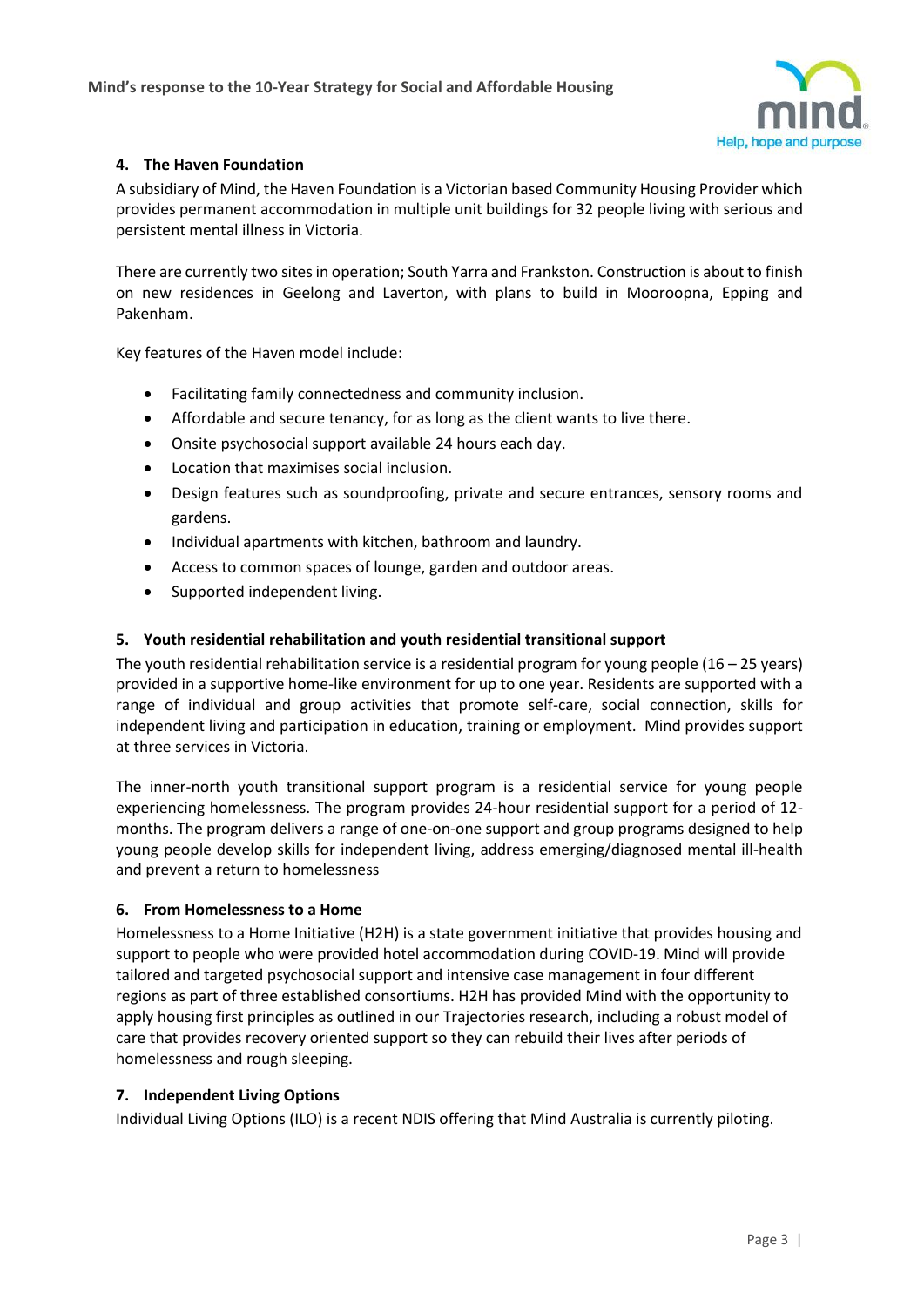### 4. The Haven Foundation

A subsidiary of Mind, the Haven Foundation is a Victorian based Community Housing Provider which provides permanent accommodation in multiple unit buildings for 32 people living with serious and persistent mental illness in Victoria.

There are currently two sites in operation; South Yarra and Frankston. Construction is about to finish on new residences in Geelong and Laverton, with plans to build in Mooroopna, Epping and Pakenham.

Key features of the Haven model include:

- Facilitating family connectedness and community inclusion.
- Affordable and secure tenancy, for as long as the client wants to live there.
- Onsite psychosocial support available 24 hours each day.
- Location that maximises social inclusion.
- Design features such as soundproofing, private and secure entrances, sensory rooms and gardens.
- Individual apartments with kitchen, bathroom and laundry.
- Access to common spaces of lounge, garden and outdoor areas.
- Supported independent living.

### 5. Youth residential rehabilitation and youth residential transitional support

The youth residential rehabilitation service is a residential program for young people (16 – 25 years) provided in a supportive home-like environment for up to one year. Residents are supported with a range of individual and group activities that promote self-care, social connection, skills for independent living and participation in education, training or employment. Mind provides support at three services in Victoria.

The inner-north youth transitional support program is a residential service for young people experiencing homelessness. The program provides 24-hour residential support for a period of 12-months. The program delivers a range of one-on-one support and group programs designed to help young people develop skills for independent living, address emerging/diagnosed mental ill-health and prevent a return to homelessness

### 6. From Homelessness to a Home

Homelessness to a Home Initiative (H2H) is a state government initiative that provides housing and support to people who were provided hotel accommodation during COVID-19. Mind will provide tailored and targeted psychosocial support and intensive case management in four different regions as part of three established consortiums. H2H has provided Mind with the opportunity to apply housing first principles as outlined in our Trajectories research, including a robust model of care that provides recovery oriented support so they can rebuild their lives after periods of homelessness and rough sleeping.

### 7. Independent Living Options

Individual Living Options (ILO) is a recent NDIS offering that Mind Australia is currently piloting.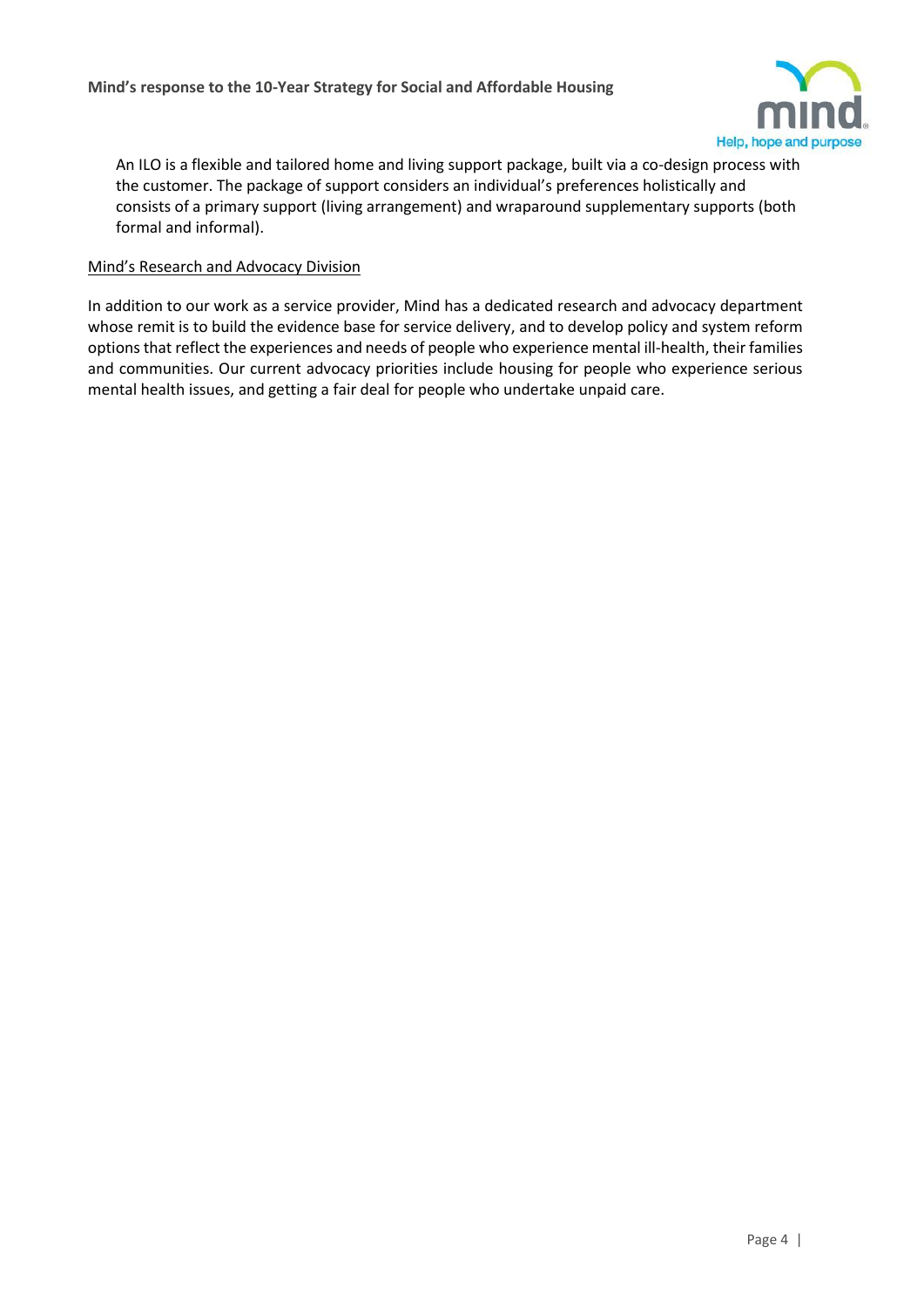An ILO is a flexible and tailored home and living support package, built via a co-design process with the customer. The package of support considers an individual's preferences holistically and consists of a primary support (living arrangement) and wraparound supplementary supports (both formal and informal).

<u>Mind's Research and Advocacy Division</u>

In addition to our work as a service provider, Mind has a dedicated research and advocacy department whose remit is to build the evidence base for service delivery, and to develop policy and system reform options that reflect the experiences and needs of people who experience mental ill-health, their families and communities. Our current advocacy priorities include housing for people who experience serious mental health issues, and getting a fair deal for people who undertake unpaid care.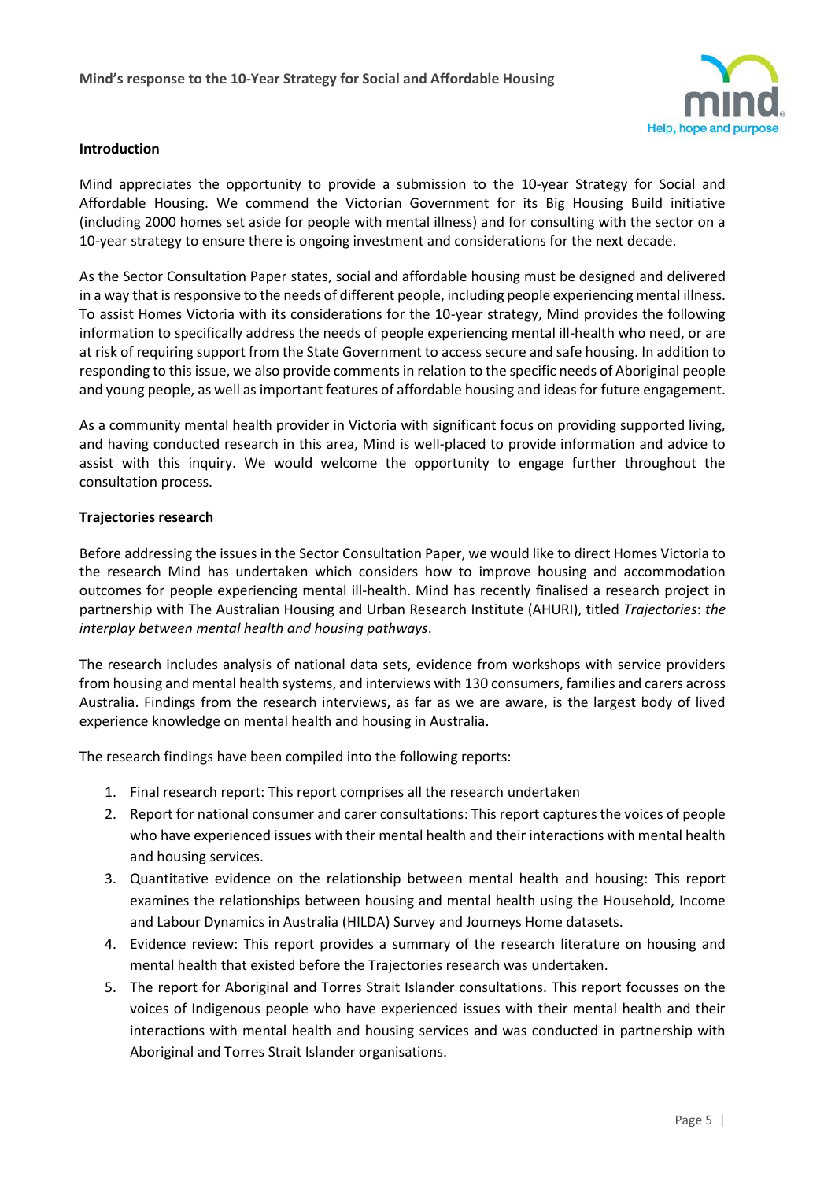**Introduction**

Mind appreciates the opportunity to provide a submission to the 10-year Strategy for Social and Affordable Housing. We commend the Victorian Government for its Big Housing Build initiative (including 2000 homes set aside for people with mental illness) and for consulting with the sector on a 10-year strategy to ensure there is ongoing investment and considerations for the next decade.

As the Sector Consultation Paper states, social and affordable housing must be designed and delivered in a way that is responsive to the needs of different people, including people experiencing mental illness. To assist Homes Victoria with its considerations for the 10-year strategy, Mind provides the following information to specifically address the needs of people experiencing mental ill-health who need, or are at risk of requiring support from the State Government to access secure and safe housing. In addition to responding to this issue, we also provide comments in relation to the specific needs of Aboriginal people and young people, as well as important features of affordable housing and ideas for future engagement.

As a community mental health provider in Victoria with significant focus on providing supported living, and having conducted research in this area, Mind is well-placed to provide information and advice to assist with this inquiry. We would welcome the opportunity to engage further throughout the consultation process.

**Trajectories research**

Before addressing the issues in the Sector Consultation Paper, we would like to direct Homes Victoria to the research Mind has undertaken which considers how to improve housing and accommodation outcomes for people experiencing mental ill-health. Mind has recently finalised a research project in partnership with The Australian Housing and Urban Research Institute (AHURI), titled *Trajectories*: *the interplay between mental health and housing pathways*.

The research includes analysis of national data sets, evidence from workshops with service providers from housing and mental health systems, and interviews with 130 consumers, families and carers across Australia. Findings from the research interviews, as far as we are aware, is the largest body of lived experience knowledge on mental health and housing in Australia.

The research findings have been compiled into the following reports:

1. Final research report: This report comprises all the research undertaken
2. Report for national consumer and carer consultations: This report captures the voices of people who have experienced issues with their mental health and their interactions with mental health and housing services.
3. Quantitative evidence on the relationship between mental health and housing: This report examines the relationships between housing and mental health using the Household, Income and Labour Dynamics in Australia (HILDA) Survey and Journeys Home datasets.
4. Evidence review: This report provides a summary of the research literature on housing and mental health that existed before the Trajectories research was undertaken.
5. The report for Aboriginal and Torres Strait Islander consultations. This report focusses on the voices of Indigenous people who have experienced issues with their mental health and their interactions with mental health and housing services and was conducted in partnership with Aboriginal and Torres Strait Islander organisations.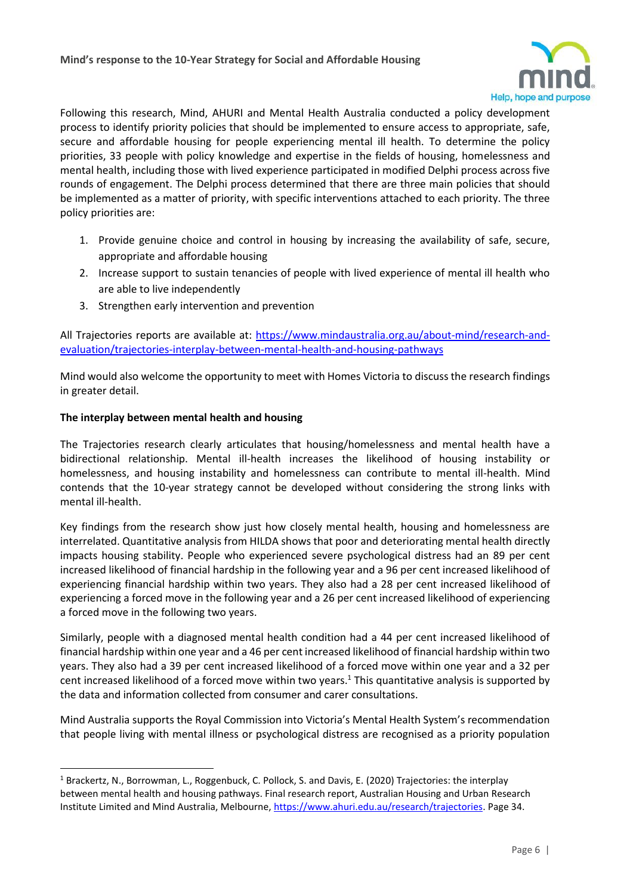Following this research, Mind, AHURI and Mental Health Australia conducted a policy development process to identify priority policies that should be implemented to ensure access to appropriate, safe, secure and affordable housing for people experiencing mental ill health. To determine the policy priorities, 33 people with policy knowledge and expertise in the fields of housing, homelessness and mental health, including those with lived experience participated in modified Delphi process across five rounds of engagement. The Delphi process determined that there are three main policies that should be implemented as a matter of priority, with specific interventions attached to each priority. The three policy priorities are:

1. Provide genuine choice and control in housing by increasing the availability of safe, secure, appropriate and affordable housing
2. Increase support to sustain tenancies of people with lived experience of mental ill health who are able to live independently
3. Strengthen early intervention and prevention

All Trajectories reports are available at: [https://www.mindaustralia.org.au/about-mind/research-and-evaluation/trajectories-interplay-between-mental-health-and-housing-pathways](https://www.mindaustralia.org.au/about-mind/research-and-evaluation/trajectories-interplay-between-mental-health-and-housing-pathways)

Mind would also welcome the opportunity to meet with Homes Victoria to discuss the research findings in greater detail.

**The interplay between mental health and housing**

The Trajectories research clearly articulates that housing/homelessness and mental health have a bidirectional relationship. Mental ill-health increases the likelihood of housing instability or homelessness, and housing instability and homelessness can contribute to mental ill-health. Mind contends that the 10-year strategy cannot be developed without considering the strong links with mental ill-health.

Key findings from the research show just how closely mental health, housing and homelessness are interrelated. Quantitative analysis from HILDA shows that poor and deteriorating mental health directly impacts housing stability. People who experienced severe psychological distress had an 89 per cent increased likelihood of financial hardship in the following year and a 96 per cent increased likelihood of experiencing financial hardship within two years. They also had a 28 per cent increased likelihood of experiencing a forced move in the following year and a 26 per cent increased likelihood of experiencing a forced move in the following two years.

Similarly, people with a diagnosed mental health condition had a 44 per cent increased likelihood of financial hardship within one year and a 46 per cent increased likelihood of financial hardship within two years. They also had a 39 per cent increased likelihood of a forced move within one year and a 32 per cent increased likelihood of a forced move within two years.[1] This quantitative analysis is supported by the data and information collected from consumer and carer consultations.

Mind Australia supports the Royal Commission into Victoria's Mental Health System's recommendation that people living with mental illness or psychological distress are recognised as a priority population

---

[1] Brackertz, N., Borrowman, L., Roggenbuck, C. Pollock, S. and Davis, E. (2020) Trajectories: the interplay between mental health and housing pathways. Final research report, Australian Housing and Urban Research Institute Limited and Mind Australia, Melbourne, [https://www.ahuri.edu.au/research/trajectories](https://www.ahuri.edu.au/research/trajectories). Page 34.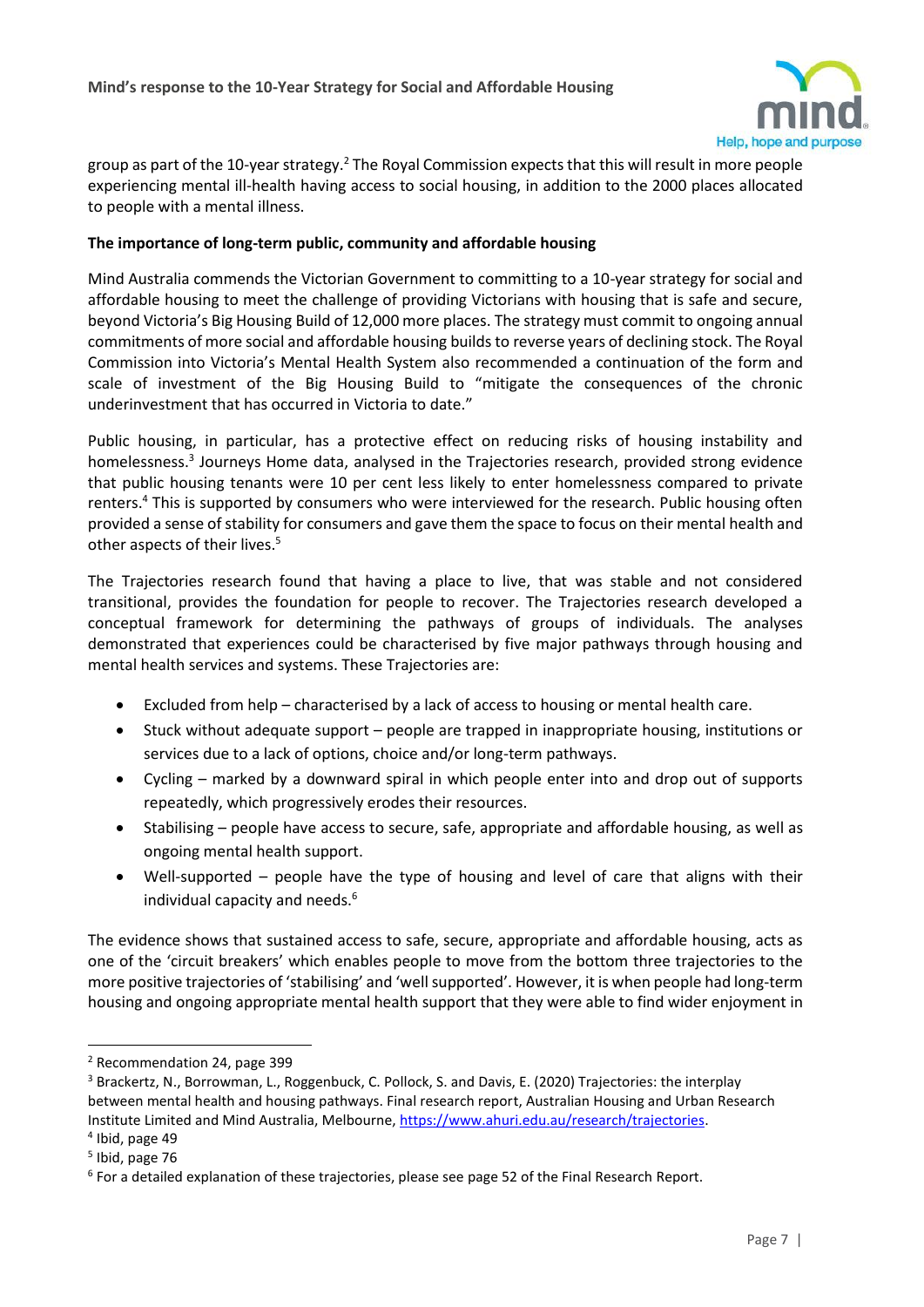group as part of the 10-year strategy.[2] The Royal Commission expects that this will result in more people experiencing mental ill-health having access to social housing, in addition to the 2000 places allocated to people with a mental illness.

**The importance of long-term public, community and affordable housing**

Mind Australia commends the Victorian Government to committing to a 10-year strategy for social and affordable housing to meet the challenge of providing Victorians with housing that is safe and secure, beyond Victoria's Big Housing Build of 12,000 more places. The strategy must commit to ongoing annual commitments of more social and affordable housing builds to reverse years of declining stock. The Royal Commission into Victoria's Mental Health System also recommended a continuation of the form and scale of investment of the Big Housing Build to "mitigate the consequences of the chronic underinvestment that has occurred in Victoria to date."

Public housing, in particular, has a protective effect on reducing risks of housing instability and homelessness.[3] Journeys Home data, analysed in the Trajectories research, provided strong evidence that public housing tenants were 10 per cent less likely to enter homelessness compared to private renters.[4] This is supported by consumers who were interviewed for the research. Public housing often provided a sense of stability for consumers and gave them the space to focus on their mental health and other aspects of their lives.[5]

The Trajectories research found that having a place to live, that was stable and not considered transitional, provides the foundation for people to recover. The Trajectories research developed a conceptual framework for determining the pathways of groups of individuals. The analyses demonstrated that experiences could be characterised by five major pathways through housing and mental health services and systems. These Trajectories are:

- Excluded from help – characterised by a lack of access to housing or mental health care.
- Stuck without adequate support – people are trapped in inappropriate housing, institutions or services due to a lack of options, choice and/or long-term pathways.
- Cycling – marked by a downward spiral in which people enter into and drop out of supports repeatedly, which progressively erodes their resources.
- Stabilising – people have access to secure, safe, appropriate and affordable housing, as well as ongoing mental health support.
- Well-supported – people have the type of housing and level of care that aligns with their individual capacity and needs.[6]

The evidence shows that sustained access to safe, secure, appropriate and affordable housing, acts as one of the 'circuit breakers' which enables people to move from the bottom three trajectories to the more positive trajectories of 'stabilising' and 'well supported'. However, it is when people had long-term housing and ongoing appropriate mental health support that they were able to find wider enjoyment in

---

[2] Recommendation 24, page 399

[3] Brackertz, N., Borrowman, L., Roggenbuck, C. Pollock, S. and Davis, E. (2020) Trajectories: the interplay between mental health and housing pathways. Final research report, Australian Housing and Urban Research Institute Limited and Mind Australia, Melbourne, https://www.ahuri.edu.au/research/trajectories.

[4] Ibid, page 49

[5] Ibid, page 76

[6] For a detailed explanation of these trajectories, please see page 52 of the Final Research Report.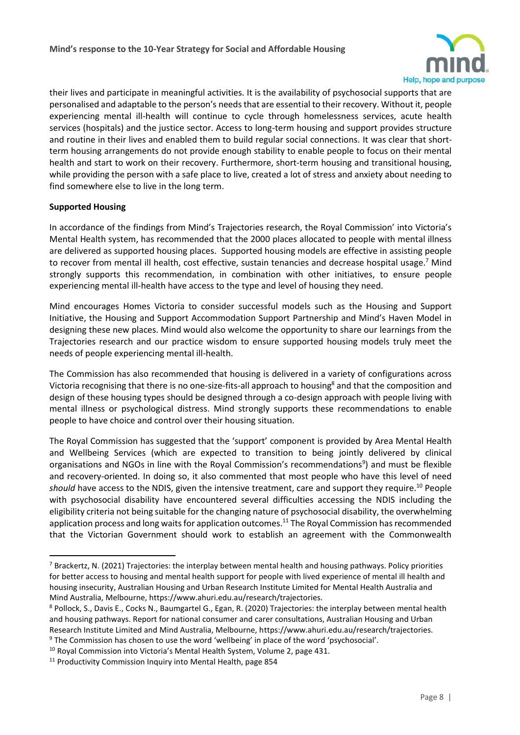their lives and participate in meaningful activities. It is the availability of psychosocial supports that are personalised and adaptable to the person's needs that are essential to their recovery. Without it, people experiencing mental ill-health will continue to cycle through homelessness services, acute health services (hospitals) and the justice sector. Access to long-term housing and support provides structure and routine in their lives and enabled them to build regular social connections. It was clear that short-term housing arrangements do not provide enough stability to enable people to focus on their mental health and start to work on their recovery. Furthermore, short-term housing and transitional housing, while providing the person with a safe place to live, created a lot of stress and anxiety about needing to find somewhere else to live in the long term.

**Supported Housing**

In accordance of the findings from Mind's Trajectories research, the Royal Commission' into Victoria's Mental Health system, has recommended that the 2000 places allocated to people with mental illness are delivered as supported housing places. Supported housing models are effective in assisting people to recover from mental ill health, cost effective, sustain tenancies and decrease hospital usage.[7] Mind strongly supports this recommendation, in combination with other initiatives, to ensure people experiencing mental ill-health have access to the type and level of housing they need.

Mind encourages Homes Victoria to consider successful models such as the Housing and Support Initiative, the Housing and Support Accommodation Support Partnership and Mind's Haven Model in designing these new places. Mind would also welcome the opportunity to share our learnings from the Trajectories research and our practice wisdom to ensure supported housing models truly meet the needs of people experiencing mental ill-health.

The Commission has also recommended that housing is delivered in a variety of configurations across Victoria recognising that there is no one-size-fits-all approach to housing[8] and that the composition and design of these housing types should be designed through a co-design approach with people living with mental illness or psychological distress. Mind strongly supports these recommendations to enable people to have choice and control over their housing situation.

The Royal Commission has suggested that the 'support' component is provided by Area Mental Health and Wellbeing Services (which are expected to transition to being jointly delivered by clinical organisations and NGOs in line with the Royal Commission's recommendations[9]) and must be flexible and recovery-oriented. In doing so, it also commented that most people who have this level of need *should* have access to the NDIS, given the intensive treatment, care and support they require.[10] People with psychosocial disability have encountered several difficulties accessing the NDIS including the eligibility criteria not being suitable for the changing nature of psychosocial disability, the overwhelming application process and long waits for application outcomes.[11] The Royal Commission has recommended that the Victorian Government should work to establish an agreement with the Commonwealth

---

[7] Brackertz, N. (2021) Trajectories: the interplay between mental health and housing pathways. Policy priorities for better access to housing and mental health support for people with lived experience of mental ill health and housing insecurity, Australian Housing and Urban Research Institute Limited for Mental Health Australia and Mind Australia, Melbourne, https://www.ahuri.edu.au/research/trajectories.

[8] Pollock, S., Davis E., Cocks N., Baumgartel G., Egan, R. (2020) Trajectories: the interplay between mental health and housing pathways. Report for national consumer and carer consultations, Australian Housing and Urban Research Institute Limited and Mind Australia, Melbourne, https://www.ahuri.edu.au/research/trajectories.

[9] The Commission has chosen to use the word 'wellbeing' in place of the word 'psychosocial'.

[10] Royal Commission into Victoria's Mental Health System, Volume 2, page 431.

[11] Productivity Commission Inquiry into Mental Health, page 854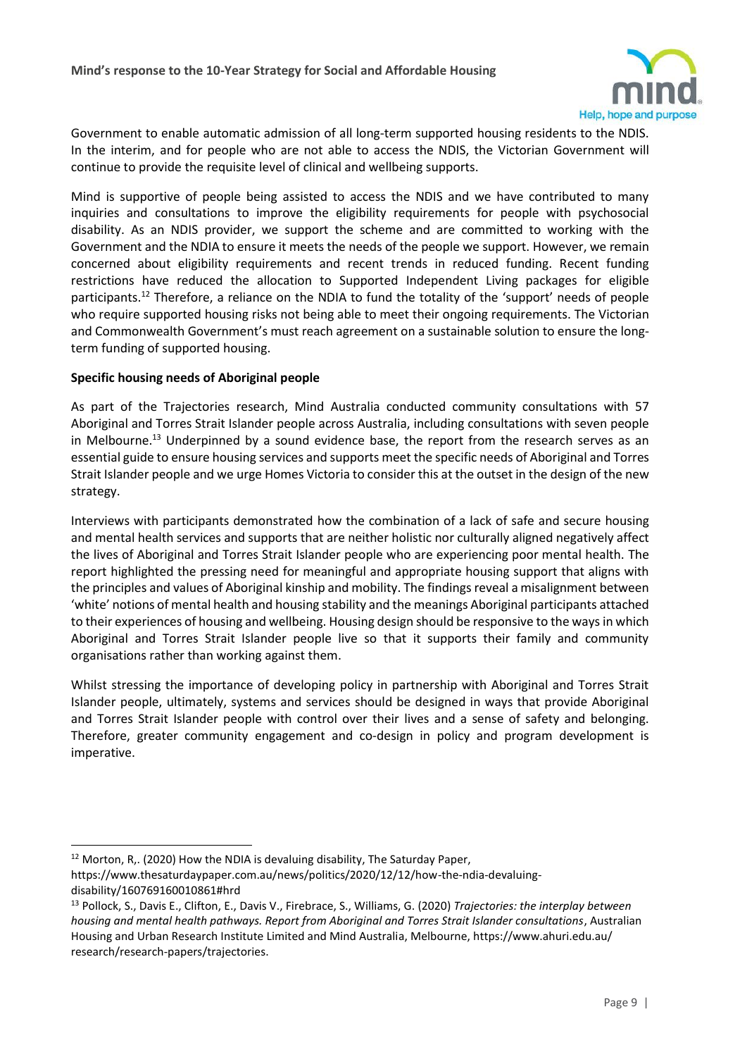Government to enable automatic admission of all long-term supported housing residents to the NDIS. In the interim, and for people who are not able to access the NDIS, the Victorian Government will continue to provide the requisite level of clinical and wellbeing supports.

Mind is supportive of people being assisted to access the NDIS and we have contributed to many inquiries and consultations to improve the eligibility requirements for people with psychosocial disability. As an NDIS provider, we support the scheme and are committed to working with the Government and the NDIA to ensure it meets the needs of the people we support. However, we remain concerned about eligibility requirements and recent trends in reduced funding. Recent funding restrictions have reduced the allocation to Supported Independent Living packages for eligible participants.[12] Therefore, a reliance on the NDIA to fund the totality of the 'support' needs of people who require supported housing risks not being able to meet their ongoing requirements. The Victorian and Commonwealth Government's must reach agreement on a sustainable solution to ensure the long-term funding of supported housing.

**Specific housing needs of Aboriginal people**

As part of the Trajectories research, Mind Australia conducted community consultations with 57 Aboriginal and Torres Strait Islander people across Australia, including consultations with seven people in Melbourne.[13] Underpinned by a sound evidence base, the report from the research serves as an essential guide to ensure housing services and supports meet the specific needs of Aboriginal and Torres Strait Islander people and we urge Homes Victoria to consider this at the outset in the design of the new strategy.

Interviews with participants demonstrated how the combination of a lack of safe and secure housing and mental health services and supports that are neither holistic nor culturally aligned negatively affect the lives of Aboriginal and Torres Strait Islander people who are experiencing poor mental health. The report highlighted the pressing need for meaningful and appropriate housing support that aligns with the principles and values of Aboriginal kinship and mobility. The findings reveal a misalignment between 'white' notions of mental health and housing stability and the meanings Aboriginal participants attached to their experiences of housing and wellbeing. Housing design should be responsive to the ways in which Aboriginal and Torres Strait Islander people live so that it supports their family and community organisations rather than working against them.

Whilst stressing the importance of developing policy in partnership with Aboriginal and Torres Strait Islander people, ultimately, systems and services should be designed in ways that provide Aboriginal and Torres Strait Islander people with control over their lives and a sense of safety and belonging. Therefore, greater community engagement and co-design in policy and program development is imperative.

---

[12] Morton, R,. (2020) How the NDIA is devaluing disability, The Saturday Paper, https://www.thesaturdaypaper.com.au/news/politics/2020/12/12/how-the-ndia-devaluing-disability/160769160010861#hrd

[13] Pollock, S., Davis E., Clifton, E., Davis V., Firebrace, S., Williams, G. (2020) *Trajectories: the interplay between housing and mental health pathways. Report from Aboriginal and Torres Strait Islander consultations*, Australian Housing and Urban Research Institute Limited and Mind Australia, Melbourne, https://www.ahuri.edu.au/research/research-papers/trajectories.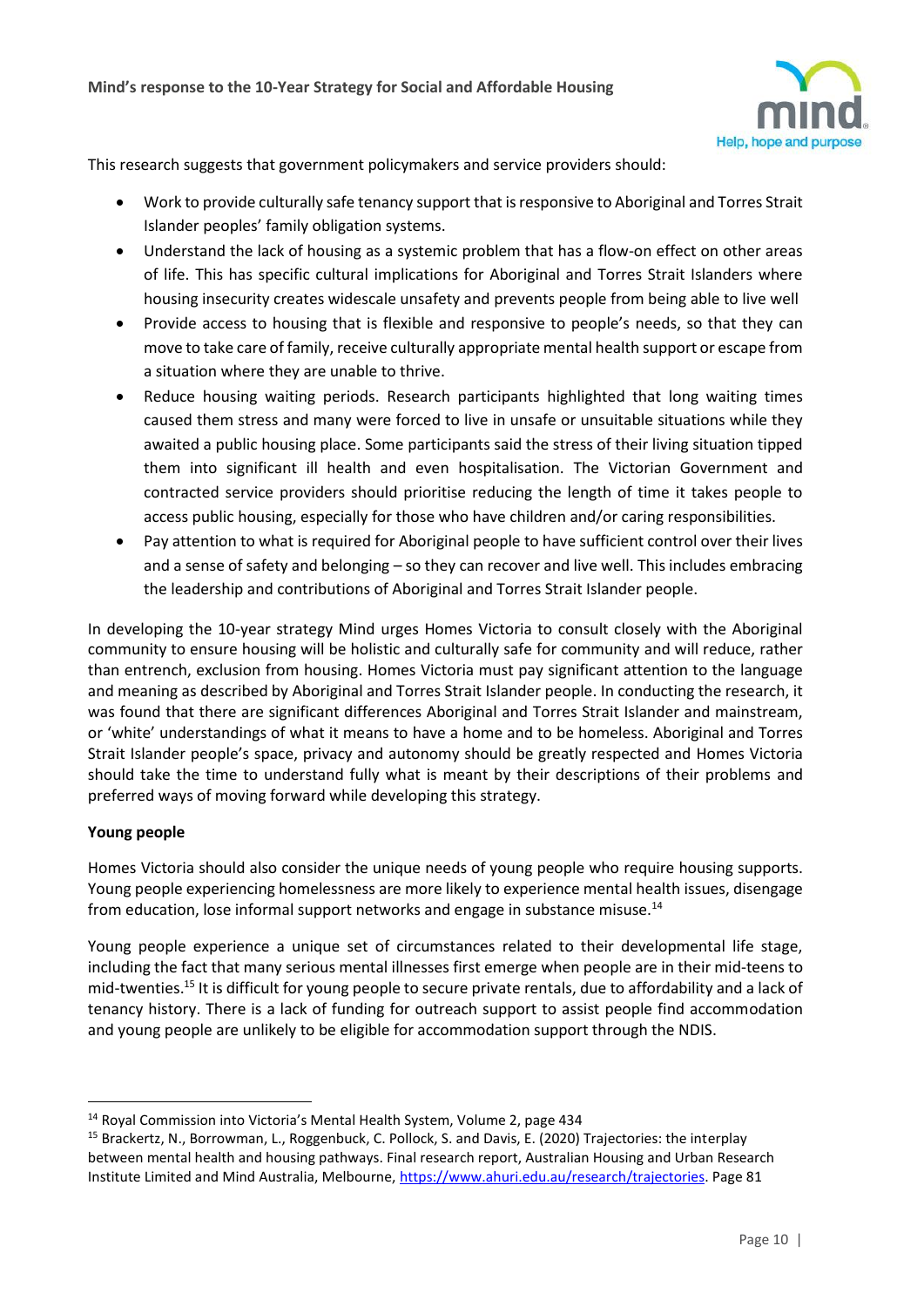This research suggests that government policymakers and service providers should:

- Work to provide culturally safe tenancy support that is responsive to Aboriginal and Torres Strait Islander peoples' family obligation systems.
- Understand the lack of housing as a systemic problem that has a flow-on effect on other areas of life. This has specific cultural implications for Aboriginal and Torres Strait Islanders where housing insecurity creates widescale unsafety and prevents people from being able to live well
- Provide access to housing that is flexible and responsive to people's needs, so that they can move to take care of family, receive culturally appropriate mental health support or escape from a situation where they are unable to thrive.
- Reduce housing waiting periods. Research participants highlighted that long waiting times caused them stress and many were forced to live in unsafe or unsuitable situations while they awaited a public housing place. Some participants said the stress of their living situation tipped them into significant ill health and even hospitalisation. The Victorian Government and contracted service providers should prioritise reducing the length of time it takes people to access public housing, especially for those who have children and/or caring responsibilities.
- Pay attention to what is required for Aboriginal people to have sufficient control over their lives and a sense of safety and belonging – so they can recover and live well. This includes embracing the leadership and contributions of Aboriginal and Torres Strait Islander people.

In developing the 10-year strategy Mind urges Homes Victoria to consult closely with the Aboriginal community to ensure housing will be holistic and culturally safe for community and will reduce, rather than entrench, exclusion from housing. Homes Victoria must pay significant attention to the language and meaning as described by Aboriginal and Torres Strait Islander people. In conducting the research, it was found that there are significant differences Aboriginal and Torres Strait Islander and mainstream, or 'white' understandings of what it means to have a home and to be homeless. Aboriginal and Torres Strait Islander people's space, privacy and autonomy should be greatly respected and Homes Victoria should take the time to understand fully what is meant by their descriptions of their problems and preferred ways of moving forward while developing this strategy.

**Young people**

Homes Victoria should also consider the unique needs of young people who require housing supports. Young people experiencing homelessness are more likely to experience mental health issues, disengage from education, lose informal support networks and engage in substance misuse.[14]

Young people experience a unique set of circumstances related to their developmental life stage, including the fact that many serious mental illnesses first emerge when people are in their mid-teens to mid-twenties.[15] It is difficult for young people to secure private rentals, due to affordability and a lack of tenancy history. There is a lack of funding for outreach support to assist people find accommodation and young people are unlikely to be eligible for accommodation support through the NDIS.

---

[14] Royal Commission into Victoria's Mental Health System, Volume 2, page 434

[15] Brackertz, N., Borrowman, L., Roggenbuck, C. Pollock, S. and Davis, E. (2020) Trajectories: the interplay between mental health and housing pathways. Final research report, Australian Housing and Urban Research Institute Limited and Mind Australia, Melbourne, https://www.ahuri.edu.au/research/trajectories. Page 81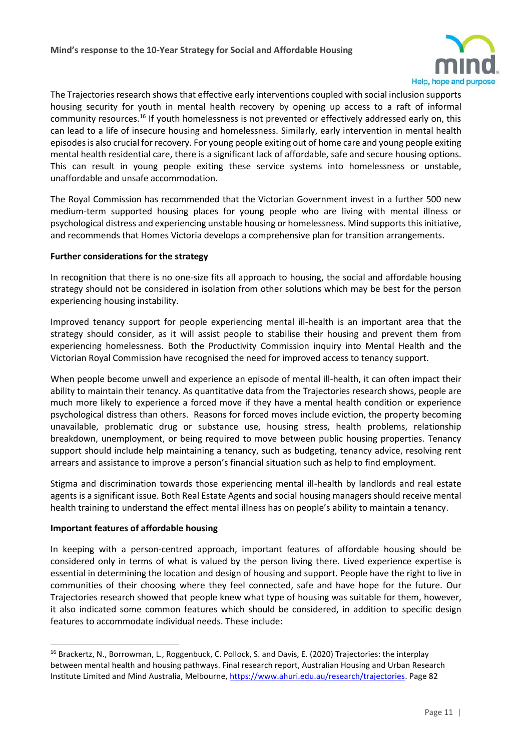The Trajectories research shows that effective early interventions coupled with social inclusion supports housing security for youth in mental health recovery by opening up access to a raft of informal community resources.[16] If youth homelessness is not prevented or effectively addressed early on, this can lead to a life of insecure housing and homelessness. Similarly, early intervention in mental health episodes is also crucial for recovery. For young people exiting out of home care and young people exiting mental health residential care, there is a significant lack of affordable, safe and secure housing options. This can result in young people exiting these service systems into homelessness or unstable, unaffordable and unsafe accommodation.

The Royal Commission has recommended that the Victorian Government invest in a further 500 new medium-term supported housing places for young people who are living with mental illness or psychological distress and experiencing unstable housing or homelessness. Mind supports this initiative, and recommends that Homes Victoria develops a comprehensive plan for transition arrangements.

**Further considerations for the strategy**

In recognition that there is no one-size fits all approach to housing, the social and affordable housing strategy should not be considered in isolation from other solutions which may be best for the person experiencing housing instability.

Improved tenancy support for people experiencing mental ill-health is an important area that the strategy should consider, as it will assist people to stabilise their housing and prevent them from experiencing homelessness. Both the Productivity Commission inquiry into Mental Health and the Victorian Royal Commission have recognised the need for improved access to tenancy support.

When people become unwell and experience an episode of mental ill-health, it can often impact their ability to maintain their tenancy. As quantitative data from the Trajectories research shows, people are much more likely to experience a forced move if they have a mental health condition or experience psychological distress than others. Reasons for forced moves include eviction, the property becoming unavailable, problematic drug or substance use, housing stress, health problems, relationship breakdown, unemployment, or being required to move between public housing properties. Tenancy support should include help maintaining a tenancy, such as budgeting, tenancy advice, resolving rent arrears and assistance to improve a person's financial situation such as help to find employment.

Stigma and discrimination towards those experiencing mental ill-health by landlords and real estate agents is a significant issue. Both Real Estate Agents and social housing managers should receive mental health training to understand the effect mental illness has on people's ability to maintain a tenancy.

**Important features of affordable housing**

In keeping with a person-centred approach, important features of affordable housing should be considered only in terms of what is valued by the person living there. Lived experience expertise is essential in determining the location and design of housing and support. People have the right to live in communities of their choosing where they feel connected, safe and have hope for the future. Our Trajectories research showed that people knew what type of housing was suitable for them, however, it also indicated some common features which should be considered, in addition to specific design features to accommodate individual needs. These include:

---

[16] Brackertz, N., Borrowman, L., Roggenbuck, C. Pollock, S. and Davis, E. (2020) Trajectories: the interplay between mental health and housing pathways. Final research report, Australian Housing and Urban Research Institute Limited and Mind Australia, Melbourne, https://www.ahuri.edu.au/research/trajectories. Page 82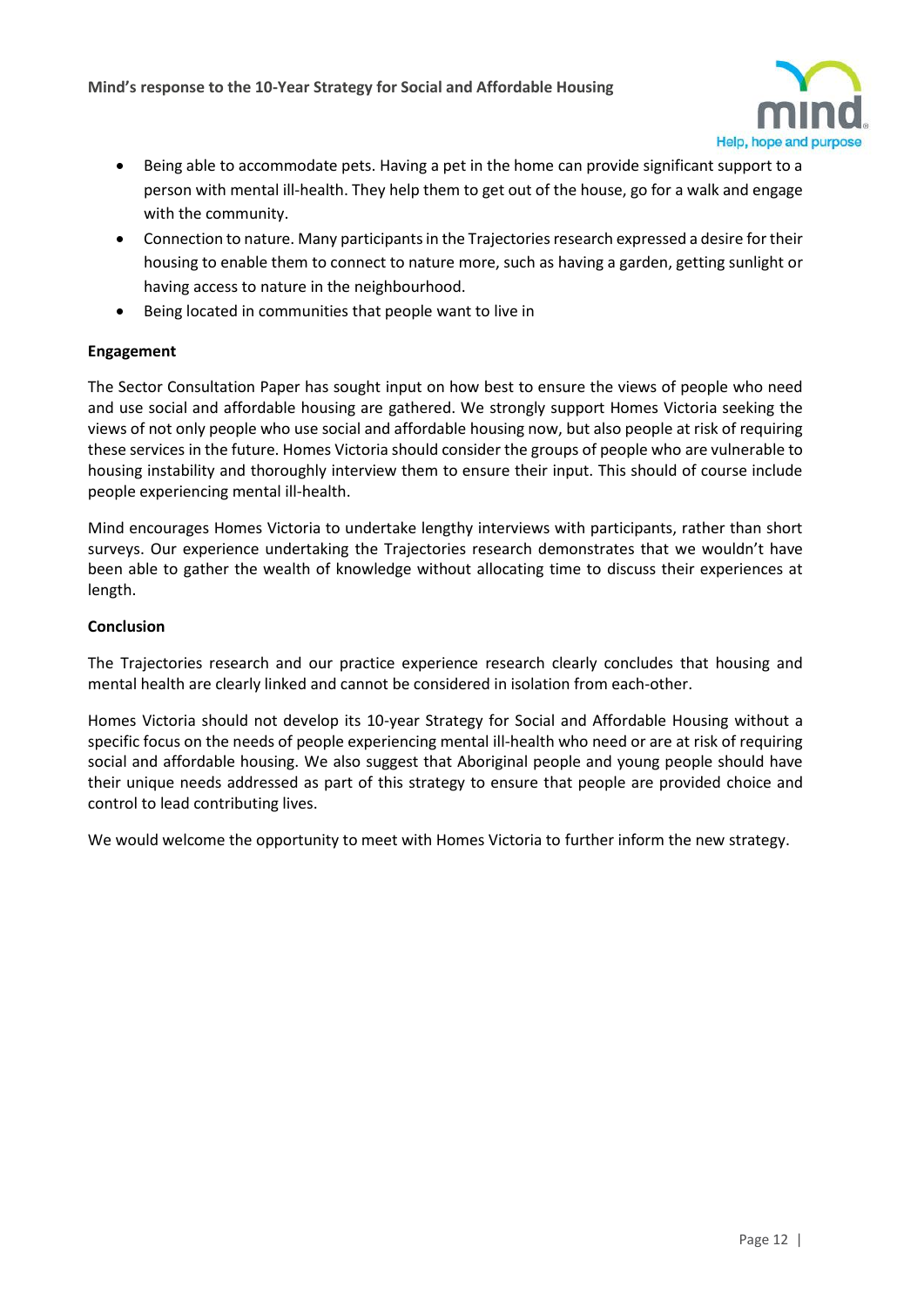- Being able to accommodate pets. Having a pet in the home can provide significant support to a person with mental ill-health. They help them to get out of the house, go for a walk and engage with the community.
- Connection to nature. Many participants in the Trajectories research expressed a desire for their housing to enable them to connect to nature more, such as having a garden, getting sunlight or having access to nature in the neighbourhood.
- Being located in communities that people want to live in

**Engagement**

The Sector Consultation Paper has sought input on how best to ensure the views of people who need and use social and affordable housing are gathered. We strongly support Homes Victoria seeking the views of not only people who use social and affordable housing now, but also people at risk of requiring these services in the future. Homes Victoria should consider the groups of people who are vulnerable to housing instability and thoroughly interview them to ensure their input. This should of course include people experiencing mental ill-health.

Mind encourages Homes Victoria to undertake lengthy interviews with participants, rather than short surveys. Our experience undertaking the Trajectories research demonstrates that we wouldn't have been able to gather the wealth of knowledge without allocating time to discuss their experiences at length.

**Conclusion**

The Trajectories research and our practice experience research clearly concludes that housing and mental health are clearly linked and cannot be considered in isolation from each-other.

Homes Victoria should not develop its 10-year Strategy for Social and Affordable Housing without a specific focus on the needs of people experiencing mental ill-health who need or are at risk of requiring social and affordable housing. We also suggest that Aboriginal people and young people should have their unique needs addressed as part of this strategy to ensure that people are provided choice and control to lead contributing lives.

We would welcome the opportunity to meet with Homes Victoria to further inform the new strategy.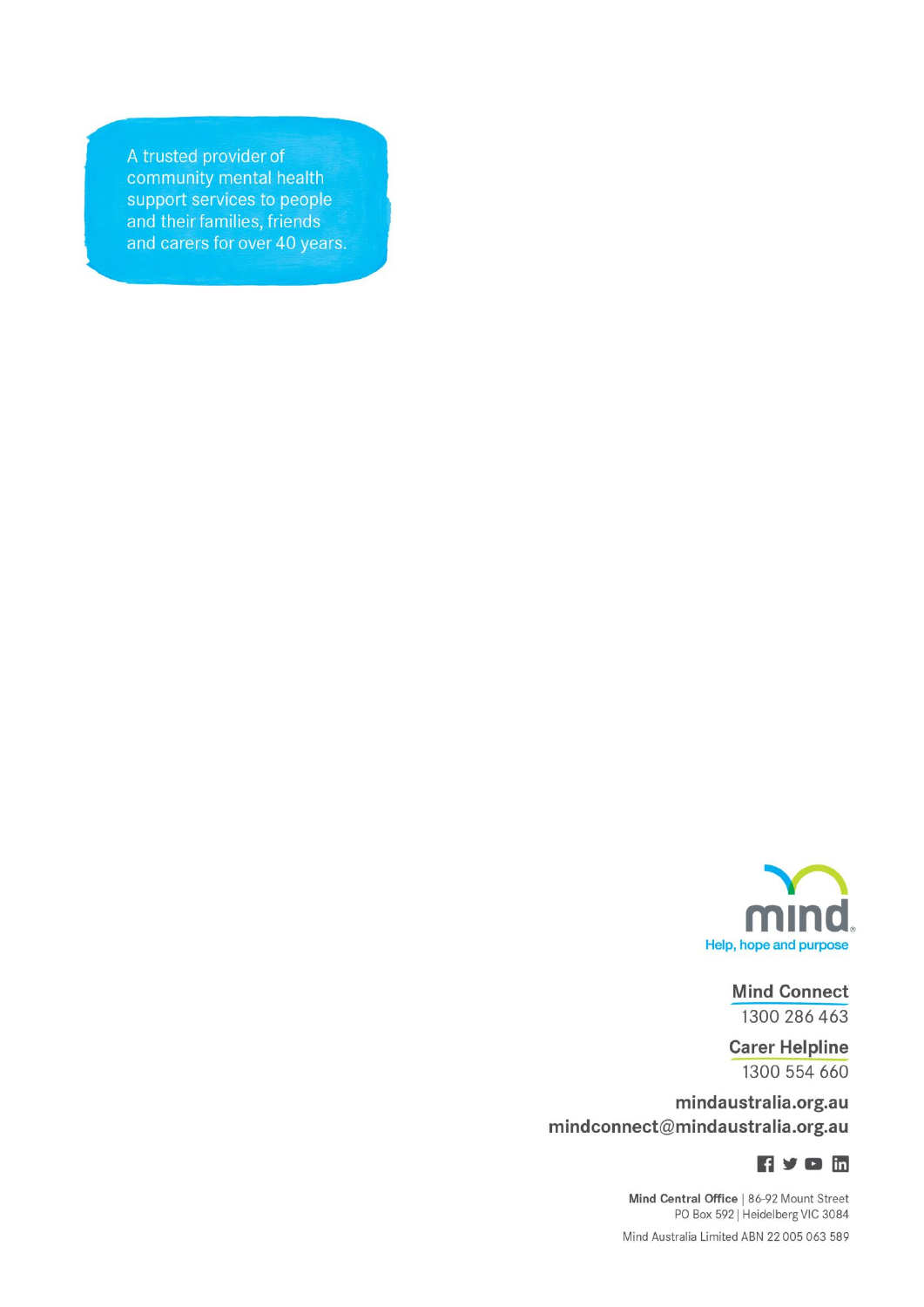A trusted provider of community mental health support services to people and their families, friends and carers for over 40 years.

mind

Help, hope and purpose

**Mind Connect**
1300 286 463

**Carer Helpline**
1300 554 660

**mindaustralia.org.au**
**mindconnect@mindaustralia.org.au**

**Mind Central Office** | 86-92 Mount Street
PO Box 592 | Heidelberg VIC 3084

Mind Australia Limited ABN 22 005 063 589